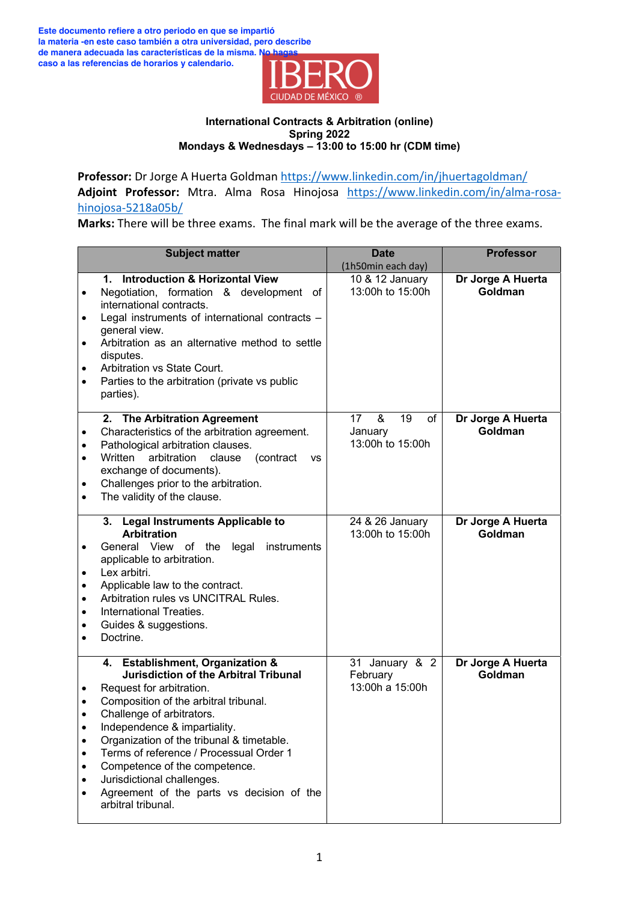Este documento refiere a otro periodo en que se impartió la materia -en este caso también a otra universidad, pero describe de manera adecuada las características de la misma. No hagas caso a las referencias de horarios y calendario.

IBERO CIUDAD DE MÉXICO ®

**International Contracts & Arbitration (online)**
**Spring 2022**
**Mondays & Wednesdays – 13:00 to 15:00 hr (CDM time)**

**Professor:** Dr Jorge A Huerta Goldman https://www.linkedin.com/in/jhuertagoldman/
**Adjoint Professor:** Mtra. Alma Rosa Hinojosa https://www.linkedin.com/in/alma-rosa-hinojosa-5218a05b/
**Marks:** There will be three exams. The final mark will be the average of the three exams.

| Subject matter | Date (1h50min each day) | Professor |
|---|---|---|
| **1. Introduction & Horizontal View**<br>• Negotiation, formation & development of international contracts.<br>• Legal instruments of international contracts – general view.<br>• Arbitration as an alternative method to settle disputes.<br>• Arbitration vs State Court.<br>• Parties to the arbitration (private vs public parties). | 10 & 12 January<br>13:00h to 15:00h | **Dr Jorge A Huerta Goldman** |
| **2. The Arbitration Agreement**<br>• Characteristics of the arbitration agreement.<br>• Pathological arbitration clauses.<br>• Written arbitration clause (contract vs exchange of documents).<br>• Challenges prior to the arbitration.<br>• The validity of the clause. | 17 & 19 of January<br>13:00h to 15:00h | **Dr Jorge A Huerta Goldman** |
| **3. Legal Instruments Applicable to Arbitration**<br>• General View of the legal instruments applicable to arbitration.<br>• Lex arbitri.<br>• Applicable law to the contract.<br>• Arbitration rules vs UNCITRAL Rules.<br>• International Treaties.<br>• Guides & suggestions.<br>• Doctrine. | 24 & 26 January<br>13:00h to 15:00h | **Dr Jorge A Huerta Goldman** |
| **4. Establishment, Organization & Jurisdiction of the Arbitral Tribunal**<br>• Request for arbitration.<br>• Composition of the arbitral tribunal.<br>• Challenge of arbitrators.<br>• Independence & impartiality.<br>• Organization of the tribunal & timetable.<br>• Terms of reference / Processual Order 1<br>• Competence of the competence.<br>• Jurisdictional challenges.<br>• Agreement of the parts vs decision of the arbitral tribunal. | 31 January & 2 February<br>13:00h a 15:00h | **Dr Jorge A Huerta Goldman** |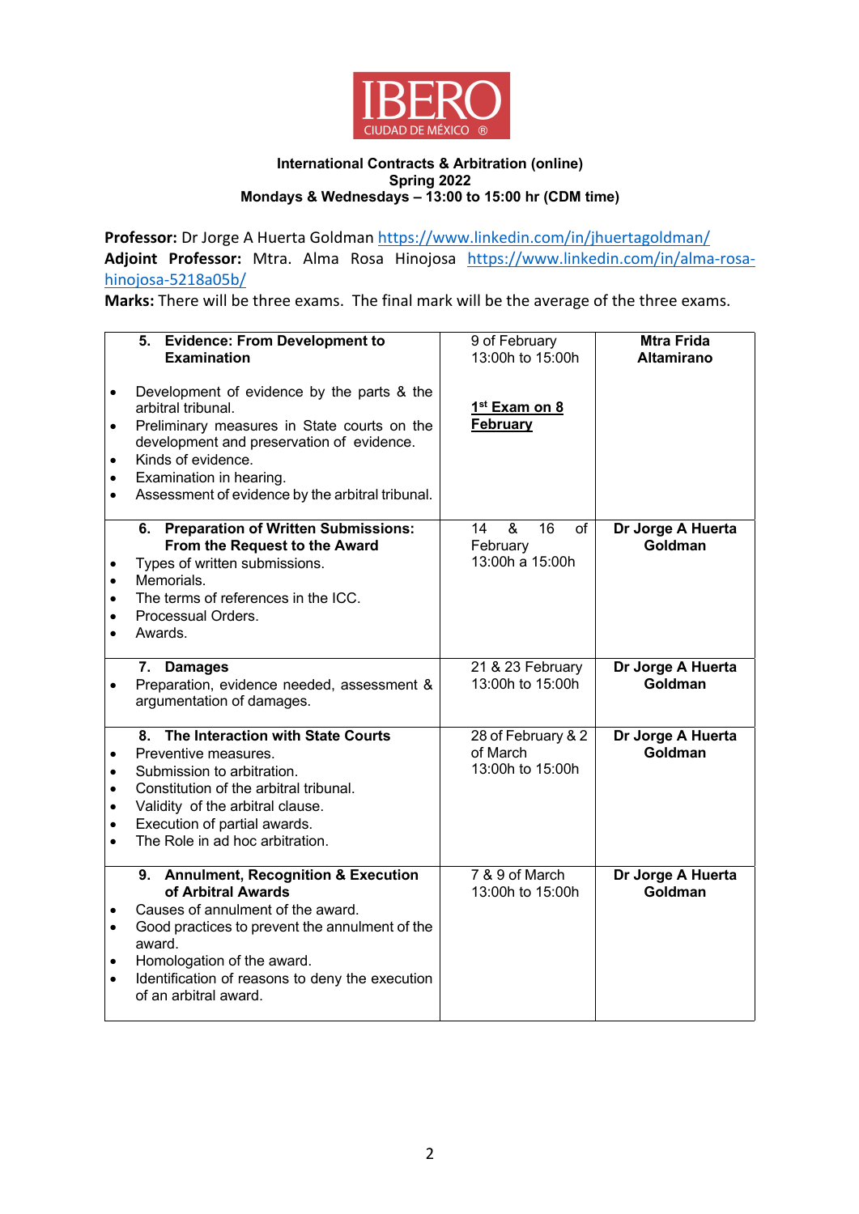IBERO CIUDAD DE MÉXICO ®

**International Contracts & Arbitration (online)**
**Spring 2022**
**Mondays & Wednesdays – 13:00 to 15:00 hr (CDM time)**

**Professor:** Dr Jorge A Huerta Goldman https://www.linkedin.com/in/jhuertagoldman/
**Adjoint Professor:** Mtra. Alma Rosa Hinojosa https://www.linkedin.com/in/alma-rosa-hinojosa-5218a05b/
**Marks:** There will be three exams. The final mark will be the average of the three exams.

| | | |
|---|---|---|
| **5. Evidence: From Development to Examination**<br>• Development of evidence by the parts & the arbitral tribunal.<br>• Preliminary measures in State courts on the development and preservation of evidence.<br>• Kinds of evidence.<br>• Examination in hearing.<br>• Assessment of evidence by the arbitral tribunal. | 9 of February<br>13:00h to 15:00h<br><br>**1st Exam on 8 February** | **Mtra Frida Altamirano** |
| **6. Preparation of Written Submissions: From the Request to the Award**<br>• Types of written submissions.<br>• Memorials.<br>• The terms of references in the ICC.<br>• Processual Orders.<br>• Awards. | 14 & 16 of February<br>13:00h a 15:00h | **Dr Jorge A Huerta Goldman** |
| **7. Damages**<br>• Preparation, evidence needed, assessment & argumentation of damages. | 21 & 23 February<br>13:00h to 15:00h | **Dr Jorge A Huerta Goldman** |
| **8. The Interaction with State Courts**<br>• Preventive measures.<br>• Submission to arbitration.<br>• Constitution of the arbitral tribunal.<br>• Validity of the arbitral clause.<br>• Execution of partial awards.<br>• The Role in ad hoc arbitration. | 28 of February & 2 of March<br>13:00h to 15:00h | **Dr Jorge A Huerta Goldman** |
| **9. Annulment, Recognition & Execution of Arbitral Awards**<br>• Causes of annulment of the award.<br>• Good practices to prevent the annulment of the award.<br>• Homologation of the award.<br>• Identification of reasons to deny the execution of an arbitral award. | 7 & 9 of March<br>13:00h to 15:00h | **Dr Jorge A Huerta Goldman** |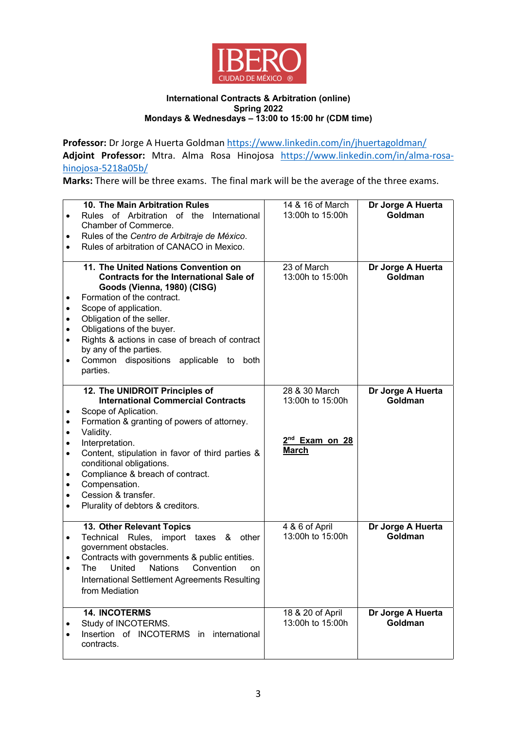**IBERO**
CIUDAD DE MÉXICO ®

**International Contracts & Arbitration (online)**
**Spring 2022**
**Mondays & Wednesdays – 13:00 to 15:00 hr (CDM time)**

**Professor:** Dr Jorge A Huerta Goldman https://www.linkedin.com/in/jhuertagoldman/
**Adjoint Professor:** Mtra. Alma Rosa Hinojosa https://www.linkedin.com/in/alma-rosa-hinojosa-5218a05b/
**Marks:** There will be three exams. The final mark will be the average of the three exams.

| | | |
|---|---|---|
| **10. The Main Arbitration Rules**<br>• Rules of Arbitration of the International Chamber of Commerce.<br>• Rules of the *Centro de Arbitraje de México*.<br>• Rules of arbitration of CANACO in Mexico. | 14 & 16 of March<br>13:00h to 15:00h | **Dr Jorge A Huerta Goldman** |
| **11. The United Nations Convention on Contracts for the International Sale of Goods (Vienna, 1980) (CISG)**<br>• Formation of the contract.<br>• Scope of application.<br>• Obligation of the seller.<br>• Obligations of the buyer.<br>• Rights & actions in case of breach of contract by any of the parties.<br>• Common dispositions applicable to both parties. | 23 of March<br>13:00h to 15:00h | **Dr Jorge A Huerta Goldman** |
| **12. The UNIDROIT Principles of International Commercial Contracts**<br>• Scope of Aplication.<br>• Formation & granting of powers of attorney.<br>• Validity.<br>• Interpretation.<br>• Content, stipulation in favor of third parties & conditional obligations.<br>• Compliance & breach of contract.<br>• Compensation.<br>• Cession & transfer.<br>• Plurality of debtors & creditors. | 28 & 30 March<br>13:00h to 15:00h<br><br>**2nd Exam on 28 March** | **Dr Jorge A Huerta Goldman** |
| **13. Other Relevant Topics**<br>• Technical Rules, import taxes & other government obstacles.<br>• Contracts with governments & public entities.<br>• The United Nations Convention on International Settlement Agreements Resulting from Mediation | 4 & 6 of April<br>13:00h to 15:00h | **Dr Jorge A Huerta Goldman** |
| **14. INCOTERMS**<br>• Study of INCOTERMS.<br>• Insertion of INCOTERMS in international contracts. | 18 & 20 of April<br>13:00h to 15:00h | **Dr Jorge A Huerta Goldman** |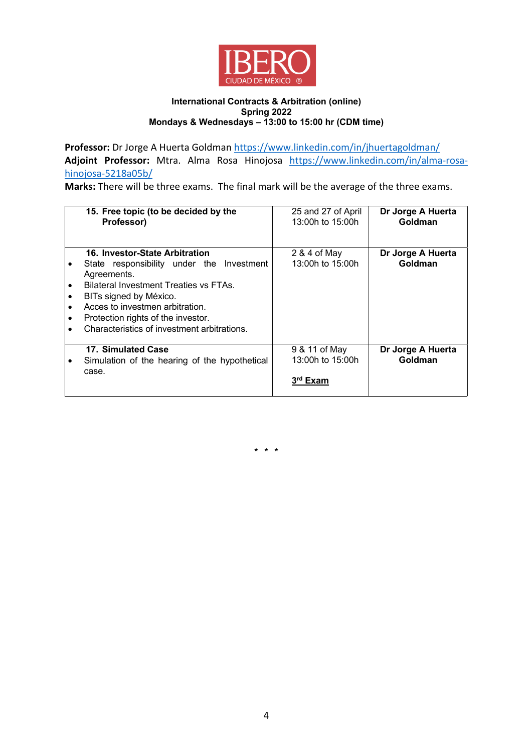**International Contracts & Arbitration (online)**
**Spring 2022**
**Mondays & Wednesdays – 13:00 to 15:00 hr (CDM time)**

**Professor:** Dr Jorge A Huerta Goldman https://www.linkedin.com/in/jhuertagoldman/
**Adjoint Professor:** Mtra. Alma Rosa Hinojosa https://www.linkedin.com/in/alma-rosa-hinojosa-5218a05b/
**Marks:** There will be three exams. The final mark will be the average of the three exams.

| | | |
|---|---|---|
| **15. Free topic (to be decided by the Professor)** | 25 and 27 of April<br>13:00h to 15:00h | **Dr Jorge A Huerta Goldman** |
| **16. Investor-State Arbitration**<br>• State responsibility under the Investment Agreements.<br>• Bilateral Investment Treaties vs FTAs.<br>• BITs signed by México.<br>• Acces to investmen arbitration.<br>• Protection rights of the investor.<br>• Characteristics of investment arbitrations. | 2 & 4 of May<br>13:00h to 15:00h | **Dr Jorge A Huerta Goldman** |
| **17. Simulated Case**<br>• Simulation of the hearing of the hypothetical case. | 9 & 11 of May<br>13:00h to 15:00h<br><br>**3rd Exam** | **Dr Jorge A Huerta Goldman** |

\* \* \*